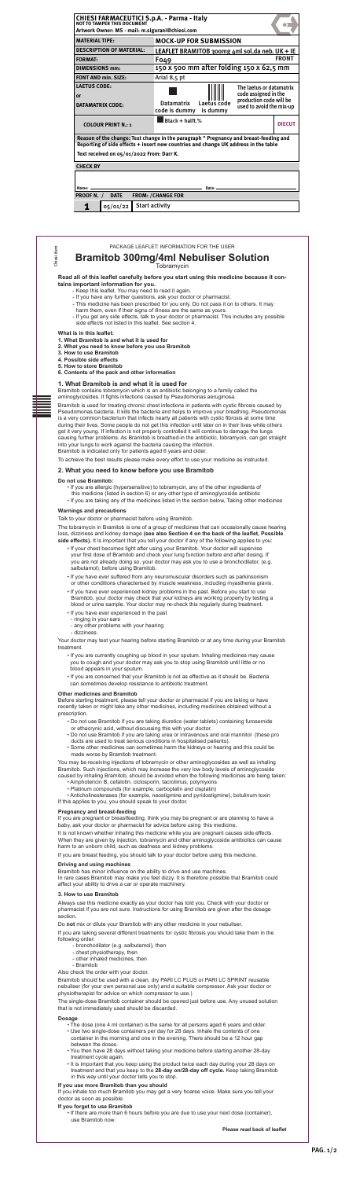| CHIESI FARMACEUTICI S.p.A. - Parma - Italy | |
|---|---|
| NOT TO TAMPER THIS DOCUMENT | |
| Artwork Owner: MS - mail: m.sigurani@chiesi.com | |
| MATERIAL TYPE: | MOCK-UP FOR SUBMISSION |
| DESCRIPTION OF MATERIAL: | LEAFLET BRAMITOB 300mg 4ml sol.da neb. UK + IE |
| FORMAT: | F049 FRONT |
| DIMENSIONS mm: | 150 x 500 mm after folding 150 x 62,5 mm |
| FONT AND min. SIZE: | Arial 8,5 pt |
| LAETUS CODE: or DATAMATRIX CODE: | Datamatrix code is dummy / Laetus code is dummy — The laetus or datamatrix code assigned in the production code will be used to avoid the mix-up |
| COLOUR PRINT N.: 1 | Black + half.% — DIECUT |

Reason of the change: Text change in the paragraph " Pregnancy and breast-feeding and Reporting of side effects + insert new countries and change UK address in the table

Text received on 05/01/2022 From: Darr K.

CHECK BY

Name: ______ Date: ______

| PROOF N. / | DATE | FROM: / CHANGE FOR |
|---|---|---|
| 1 | 05/01/22 | Start activity |

PACKAGE LEAFLET: INFORMATION FOR THE USER

# Bramitob 300mg/4ml Nebuliser Solution

Tobramycin

**Read all of this leaflet carefully before you start using this medicine because it contains important information for you.**

- Keep this leaflet. You may need to read it again.
- If you have any further questions, ask your doctor or pharmacist.
- This medicine has been prescribed for you only. Do not pass it on to others. It may harm them, even if their signs of illness are the same as yours.
- If you get any side effects, talk to your doctor or pharmacist. This includes any possible side effects not listed in this leaflet. See section 4.

**What is in this leaflet:**

1. **What Bramitob is and what it is used for**
2. **What you need to know before you use Bramitob**
3. **How to use Bramitob**
4. **Possible side effects**
5. **How to store Bramitob**
6. **Contents of the pack and other information**

## 1. What Bramitob is and what it is used for

Bramitob contains tobramycin which is an antibiotic belonging to a family called the aminoglycosides. It fights infections caused by Pseudomonas aeruginosa.

Bramitob is used for treating chronic chest infections in patients with cystic fibrosis caused by Pseudomonas bacteria. It kills the bacteria and helps to improve your breathing. Pseudomonas is a very common bacterium that infects nearly all patients with cystic fibrosis at some time during their lives. Some people do not get this infection until later on in their lives while others get it very young. If infection is not properly controlled it will continue to damage the lungs causing further problems. As Bramitob is breathed-in the antibiotic, tobramycin, can get straight into your lungs to work against the bacteria causing the infection.

Bramitob is indicated only for patients aged 6 years and older.

To achieve the best results please make every effort to use your medicine as instructed.

## 2. What you need to know before you use Bramitob

**Do not use Bramitob:**

- If you are allergic (hypersensitive) to tobramycin, any of the other ingredients of this medicine (listed in section 6) or any other type of aminoglycoside antibiotic
- If you are taking any of the medicines listed in the section below, Taking other medicines

**Warnings and precautions**

Talk to your doctor or pharmacist before using Bramitob.

The tobramycin in Bramitob is one of a group of medicines that can occasionally cause hearing loss, dizziness and kidney damage **(see also Section 4 on the back of the leaflet, Possible side effects).** It is important that you tell your doctor if any of the following apply to you:

- If your chest becomes tight after using your Bramitob. Your doctor will supervise your first dose of Bramitob and check your lung function before and after dosing. If you are not already doing so, your doctor may ask you to use a bronchodilator, (e.g. salbutamol), before using Bramitob.
- If you have ever suffered from any neuromuscular disorders such as parkinsonism or other conditions characterised by muscle weakness, including myasthenia gravis.
- If you have ever experienced kidney problems in the past. Before you start to use Bramitob, your doctor may check that your kidneys are working properly by testing a blood or urine sample. Your doctor may re-check this regularly during treatment.
- If you have ever experienced in the past
  - ringing in your ears
  - any other problems with your hearing
  - dizziness.

Your doctor may test your hearing before starting Bramitob or at any time during your Bramitob treatment.

- If you are currently coughing up blood in your sputum. Inhaling medicines may cause you to cough and your doctor may ask you to stop using Bramitob until little or no blood appears in your sputum.
- If you are concerned that your Bramitob is not as effective as it should be. Bacteria can sometimes develop resistance to antibiotic treatment.

**Other medicines and Bramitob**

Before starting treatment, please tell your doctor or pharmacist if you are taking or have recently taken or might take any other medicines, including medicines obtained without a prescription.

- Do not use Bramitob if you are taking diuretics (water tablets) containing furosemide or ethacrynic acid, without discussing this with your doctor.
- Do not use Bramitob if you are taking urea or intravenous and oral mannitol (these pro ducts are used to treat serious conditions in hospitalised patients).
- Some other medicines can sometimes harm the kidneys or hearing and this could be made worse by Bramitob treatment.

You may be receiving injections of tobramycin or other aminoglycosides as well as inhaling Bramitob. Such injections, which may increase the very low body levels of aminoglycoside caused by inhaling Bramitob, should be avoided when the following medicines are being taken:

- Amphotericin B, cefalotin, ciclosporin, tacrolimus, polymyxins
- Platinum compounds (for example, carboplatin and cisplatin)
- Anticholinesterases (for example, neostigmine and pyridostigmine), botulinum toxin

If this applies to you, you should speak to your doctor.

**Pregnancy and breast-feeding**

If you are pregnant or breastfeeding, think you may be pregnant or are planning to have a baby, ask your doctor or pharmacist for advice before using this medicine.

It is not known whether inhaling this medicine while you are pregnant causes side effects. When they are given by injection, tobramycin and other aminoglycoside antibiotics can cause harm to an unborn child, such as deafness and kidney problems.

If you are breast feeding, you should talk to your doctor before using this medicine.

**Driving and using machines**

Bramitob has minor influence on the ability to drive and use machines.

In rare cases Bramitob may make you feel dizzy. It is therefore possible that Bramitob could affect your ability to drive a car or operate machinery.

**3. How to use Bramitob**

Always use this medicine exactly as your doctor has told you. Check with your doctor or pharmacist if you are not sure. Instructions for using Bramitob are given after the dosage section.

Do **not** mix or dilute your Bramitob with any other medicine in your nebuliser.

If you are taking several different treatments for cystic fibrosis you should take them in the following order:

- bronchodilator (e.g. salbutamol), then
- chest physiotherapy, then
- other inhaled medicines, then
- Bramitob

Also check the order with your doctor.

Bramitob should be used with a clean, dry PARI LC PLUS or PARI LC SPRINT reusable nebuliser (for your own personal use only) and a suitable compressor. Ask your doctor or physiotherapist for advice on which compressor to use.)

The single-dose Bramitob container should be opened just before use. Any unused solution that is not immediately used should be discarded.

**Dosage**

- The dose (one 4 ml container) is the same for all persons aged 6 years and older.
- Use two single-dose containers per day for 28 days. Inhale the contents of one container in the morning and one in the evening. There should be a 12 hour gap between the doses.
- You then have 28 days without taking your medicine before starting another 28-day treatment cycle again.
- It is important that you keep using the product twice each day during your 28 days on treatment and that you keep to the **28-day on/28-day off cycle.** Keep taking Bramitob in this way until your doctor tells you to stop.

**If you use more Bramitob than you should**

If you inhale too much Bramitob you may get a very hoarse voice. Make sure you tell your doctor as soon as possible.

**If you forget to use Bramitob**

- If there are more than 6 hours before you are due to use your next dose (container), use Bramitob now.

**Please read back of leaflet**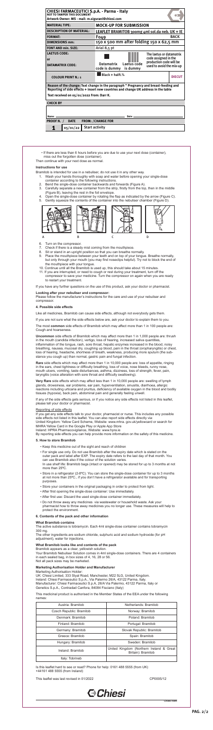| CHIESI FARMACEUTICI S.p.A. - Parma - Italy | |
|---|---|
| NOT TO TAMPER THIS DOCUMENT | |
| Artwork Owner: MS - mail: m.sigurani@chiesi.com | |
| MATERIAL TYPE: | MOCK-UP FOR SUBMISSION |
| DESCRIPTION OF MATERIAL: | LEAFLET BRAMITOB 300mg 4ml sol.da neb. UK + IE |
| FORMAT: | F049 BACK |
| DIMENSIONS mm: | 150 x 500 mm after folding 150 x 62,5 mm |
| FONT AND min. SIZE: | Arial 8,5 pt |
| LAETUS CODE: or DATAMATRIX CODE: | Datamatrix code is dummy / Laetus code is dummy / The laetus or datamatrix code assigned in the production code will be used to avoid the mix-up |
| COLOUR PRINT N.: 1 | Black + half.% DIECUT |

Reason of the change: Text change in the paragraph " Pregnancy and breast-feeding and Reporting of side effects + insert new countries and change UK address in the table

Text received on 05/01/2022 From: Darr K.

CHECK BY

Name: Date:

| PROOF N. / | DATE | FROM: / CHANGE FOR |
|---|---|---|
| 1 | 05/01/22 | Start activity |

- If there are less than 6 hours before you are due to use your next dose (container), miss out the forgotten dose (container).

Then continue with your next dose as normal.

**Instructions for use**

Bramitob is intended for use in a nebuliser, do not use it in any other way.

1. Wash your hands thoroughly with soap and water before opening your single-dose container according to the following instructions.
2. Bend the single-dose container backwards and forwards (Figure A).
3. Carefully separate a new container from the strip, firstly from the top, then in the middle (Figure B), leaving the rest in the foil envelope.
4. Open the single-dose container by rotating the flap as indicated by the arrow (Figure C).
5. Gently squeeze the contents of the container into the nebuliser chamber (Figure D).

A B C D

6. Turn on the compressor.
7. Check if there is a steady mist coming from the mouthpiece.
8. Sit or stand in an upright position so that you can breathe normally.
9. Place the mouthpiece between your teeth and on top of your tongue. Breathe normally, but only through your mouth (you may find noseclips helpful). Try not to block the end of the mouthpiece with your tongue.
10. Continue until all the Bramitob is used up, this should take about 15 minutes.
11. If you are interrupted, or need to cough or rest during your treatment, turn off the compressor to save your medicine. Turn the compressor on again when you are ready to restart your treatment.

If you have any further questions on the use of this product, ask your doctor or pharmacist.

**Looking after your nebuliser and compressor:**

Please follow the manufacturer's instructions for the care and use of your nebuliser and compressor.

**4. Possible side effects**

Like all medicines, Bramitob can cause side effects, although not everybody gets them.

If you are not sure what the side effects below are, ask your doctor to explain them to you.

The most **common** side effects of Bramitob which may affect more than 1 in 100 people are: Cough and hoarseness.

**Uncommon** side effects of Bramitob which may affect more than 1 in 1,000 people are: thrush in the mouth (candida infection), vertigo, loss of hearing, increased saliva quantities, inflammation of the tongue, rash, sore throat, hepatic enzymes increased in the blood, noisy breathing, nausea, mucosal dry, coughing up blood, pain in the throat (oropharyngitis) or chest, loss of hearing, headache, shortness of breath, weakness, producing more sputum (the substance you cough up) than normal, gastric pain and fungal infection.

**Rare** side effects which may affect more than 1 in 10,000 people are: loss of appetite, ringing in the ears, chest tightness or difficulty breathing, loss of voice, nose bleeds, runny nose, mouth ulcers, vomiting, taste disturbances, asthma, dizziness, loss of strength, fever, pain, laryngitis (voice alteration with sore throat and difficulty swallowing).

**Very Rare** side effects which may affect less than 1 in 10,000 people are: swelling of lymph glands, drowsiness, ear problems, ear pain, hyperventilation, sinusitis, diarrhoea, allergic reactions including urticaria and pruritus, deficiency of available oxygen in the blood and bodily tissues (hypoxia), back pain, abdominal pain and generally feeling unwell.

If any of the side effects gets serious, or if you notice any side effects not listed in this leaflet, please tell your doctor or pharmacist.

Reporting of side effects

If you get any side effects talk to your doctor, pharmacist or nurse. This includes any possible side effects not listed in this leaflet. You can also report side effects directly via:
United Kingdom: Yellow Card Scheme, Website: www.mhra. gov.uk/yellowcard or search for MHRA Yellow Card in the Google Play or Apple App Store
Ireland: HPRA Pharmacovigilance, Website: www.hpra.ie
By reporting side effects you can help provide more information on the safety of this medicine.

**5. How to store Bramitob**

- Keep this medicine out of the sight and reach of children
- For single use only. Do not use Bramitob after the expiry date which is stated on the outer pack and label after EXP. The expiry date refers to the last day of that month. You can use Bramitob also if the colour of the solution varies.
  In use shelf life: Bramitob bags (intact or opened) may be stored for up to 3 months at not more than 25ºC.
- Store in a refrigerator (2-8ºC). You can store the single-dose container for up to 3 months at not more than 25ºC., if you don't have a refrigerator available and for transporting purposes.
- Store your containers in the original packaging in order to protect from light.
- After first opening the single-dose container: Use immediately.
- After first use: Discard the used single-dose container immediately.
- Do not throw away any medicines via wastewater or household waste. Ask your pharmacist how to throw away medicines you no longer use. These measures will help to protect the environment.

**6. Contents of the pack and other information**

**What Bramitob contains**

The active substance is tobramycin. Each 4ml single-dose container contains tobramycin 300 mg.

The other ingredients are sodium chloride, sulphuric acid and sodium hydroxide (for pH adjustment), water for injections.

**What Bramitob looks like and contents of the pack**

Bramitob appears as a clear, yellowish solution.

Your Bramitob Nebuliser Solution comes in 4ml single-dose containers. There are 4 containers in each sealed bag, in box sizes of 4, 16, 28 or 56.

Not all pack sizes may be marketed.

**Marketing Authorisation Holder and Manufacturer**

Marketing Authorisation Holder:

UK: Chiesi Limited, 333 Styal Road, Manchester, M22 5LG, United Kingdom.

Ireland: Chiesi Farmaceutici S.p.A., Via Palermo 26/A, 43122 Parma, Italy.

Manufacturer: Chiesi Farmaceutici S.p.A, 26/A Via Palermo, 43122 Parma, Italy or Genetics S.p.A., Contradad Canfora, 84084 Fisciano (Italy)

This medicinal product is authorised in the Member States of the EEA under the following names:

| | |
|---|---|
| Austria: Bramitob | Netherlands: Bramitob |
| Czech Republic: Bramitob | Norway: Bramitob |
| Denmark: Bramitob | Poland: Bramitob |
| Finland: Bramitob | Portugal: Bramitob |
| Germany: Bramitob | Slovak Republic: Bramitob |
| Greece: Bramitob | Spain: Bramitob |
| Hungary: Bramitob | Sweden: Bramitob |
| Ireland: Bramitob | United Kingdom (Northern Ireland & Great Britain): Bramitob |
| Italy: Tobrineb | |

Is this leaflet hard to see or read? Phone for help: 0161 488 5555 (from UK) +44161 488 5555 (from Ireland)

This leaflet was last revised in 01/2022 CP0005/12

Chiesi